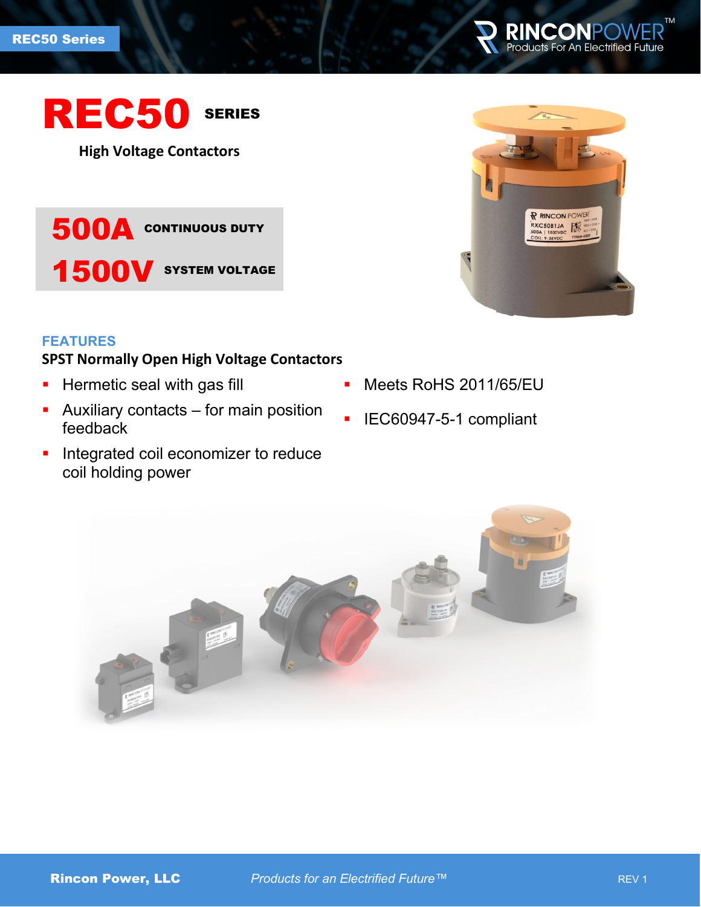REC50 Series

# REC50 SERIES

**High Voltage Contactors**

**500A** CONTINUOUS DUTY

**1500V** SYSTEM VOLTAGE

## FEATURES

**SPST Normally Open High Voltage Contactors**

- Hermetic seal with gas fill
- Auxiliary contacts – for main position feedback
- Integrated coil economizer to reduce coil holding power
- Meets RoHS 2011/65/EU
- IEC60947-5-1 compliant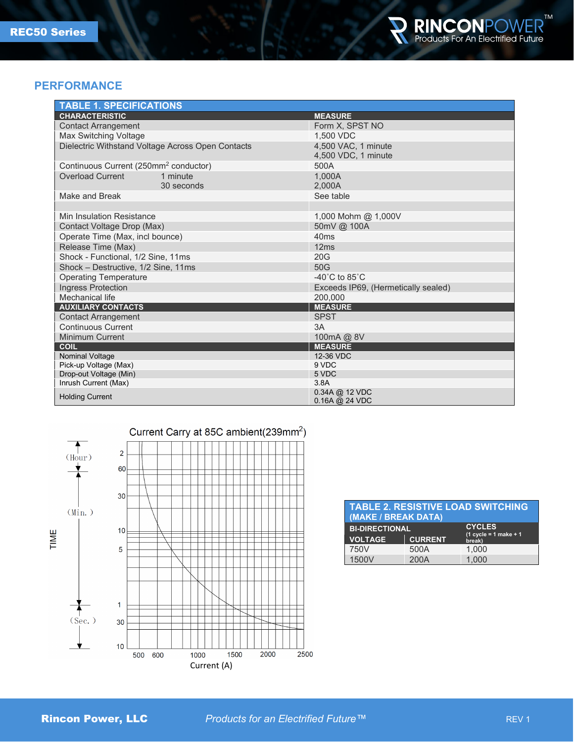## PERFORMANCE

| TABLE 1. SPECIFICATIONS | |
|---|---|
| **CHARACTERISTIC** | **MEASURE** |
| Contact Arrangement | Form X, SPST NO |
| Max Switching Voltage | 1,500 VDC |
| Dielectric Withstand Voltage Across Open Contacts | 4,500 VAC, 1 minute<br>4,500 VDC, 1 minute |
| Continuous Current (250mm$^2$ conductor) | 500A |
| Overload Current 1 minute<br>30 seconds | 1,000A<br>2,000A |
| Make and Break | See table |
| | |
| Min Insulation Resistance | 1,000 Mohm @ 1,000V |
| Contact Voltage Drop (Max) | 50mV @ 100A |
| Operate Time (Max, incl bounce) | 40ms |
| Release Time (Max) | 12ms |
| Shock - Functional, 1/2 Sine, 11ms | 20G |
| Shock – Destructive, 1/2 Sine, 11ms | 50G |
| Operating Temperature | -40˚C to 85˚C |
| Ingress Protection | Exceeds IP69, (Hermetically sealed) |
| Mechanical life | 200,000 |
| **AUXILIARY CONTACTS** | **MEASURE** |
| Contact Arrangement | SPST |
| Continuous Current | 3A |
| Minimum Current | 100mA @ 8V |
| **COIL** | **MEASURE** |
| Nominal Voltage | 12-36 VDC |
| Pick-up Voltage (Max) | 9 VDC |
| Drop-out Voltage (Min) | 5 VDC |
| Inrush Current (Max) | 3.8A |
| Holding Current | 0.34A @ 12 VDC<br>0.16A @ 24 VDC |

Current Carry at 85C ambient(239mm$^2$)

| TABLE 2. RESISTIVE LOAD SWITCHING (MAKE / BREAK DATA) | | |
|---|---|---|
| **BI-DIRECTIONAL** | | **CYCLES** (1 cycle = 1 make + 1 break) |
| **VOLTAGE** | **CURRENT** | |
| 750V | 500A | 1,000 |
| 1500V | 200A | 1,000 |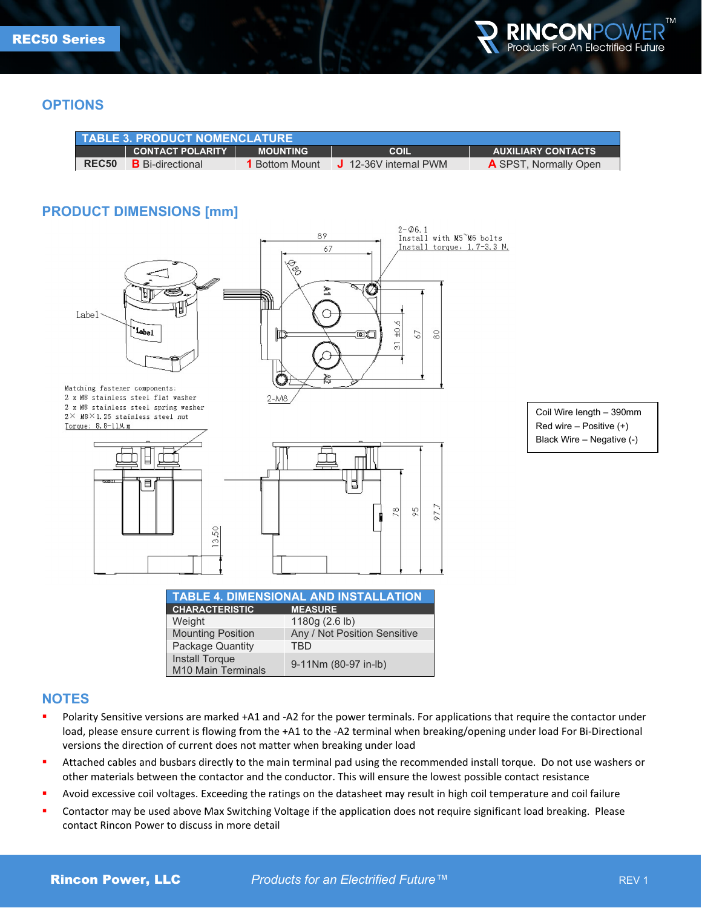## OPTIONS

| TABLE 3. PRODUCT NOMENCLATURE | | | | |
|---|---|---|---|---|
| | CONTACT POLARITY | MOUNTING | COIL | AUXILIARY CONTACTS |
| REC50 | B Bi-directional | 1 Bottom Mount | J 12-36V internal PWM | A SPST, Normally Open |

## PRODUCT DIMENSIONS [mm]

2-Ø6.1
Install with M5~M6 bolts
Install torque: 1.7-3.3 N.

89
67
Ø80
A1
A2
31 ±0.6
67
80
2-M8
Label

Matching fastener components:
2 x M8 stainless steel flat washer
2 x M8 stainless steel spring washer
2× M8×1.25 stainless steel nut
Torque: 8.8-11N.m

13.50
78
95
97.7

Coil Wire length – 390mm
Red wire – Positive (+)
Black Wire – Negative (-)

| TABLE 4. DIMENSIONAL AND INSTALLATION | |
|---|---|
| CHARACTERISTIC | MEASURE |
| Weight | 1180g (2.6 lb) |
| Mounting Position | Any / Not Position Sensitive |
| Package Quantity | TBD |
| Install Torque M10 Main Terminals | 9-11Nm (80-97 in-lb) |

## NOTES

- Polarity Sensitive versions are marked +A1 and -A2 for the power terminals. For applications that require the contactor under load, please ensure current is flowing from the +A1 to the -A2 terminal when breaking/opening under load For Bi-Directional versions the direction of current does not matter when breaking under load
- Attached cables and busbars directly to the main terminal pad using the recommended install torque. Do not use washers or other materials between the contactor and the conductor. This will ensure the lowest possible contact resistance
- Avoid excessive coil voltages. Exceeding the ratings on the datasheet may result in high coil temperature and coil failure
- Contactor may be used above Max Switching Voltage if the application does not require significant load breaking. Please contact Rincon Power to discuss in more detail